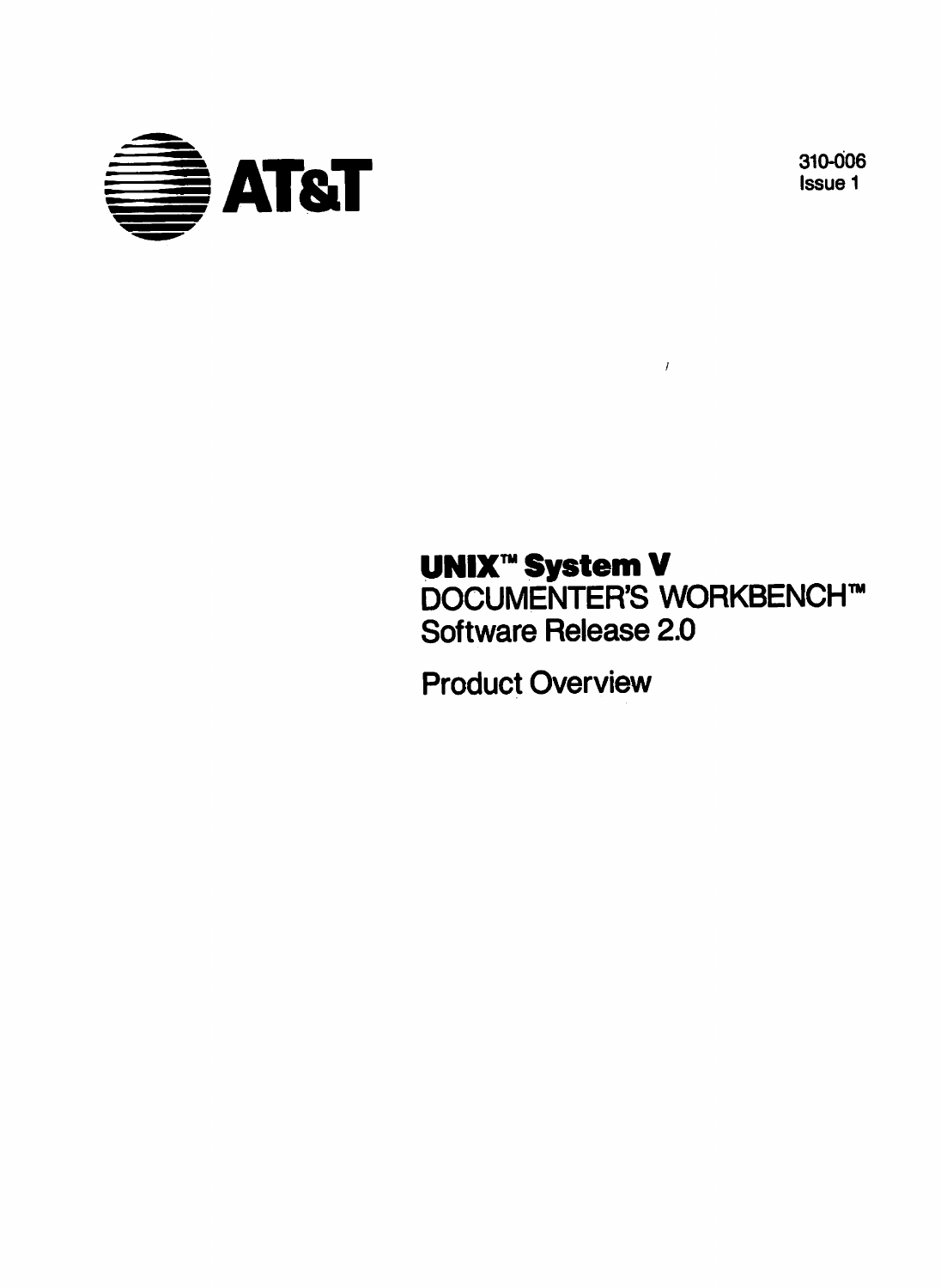AT&T

310-006
Issue 1

# UNIX™ System V
## DOCUMENTER'S WORKBENCH™ Software Release 2.0

## Product Overview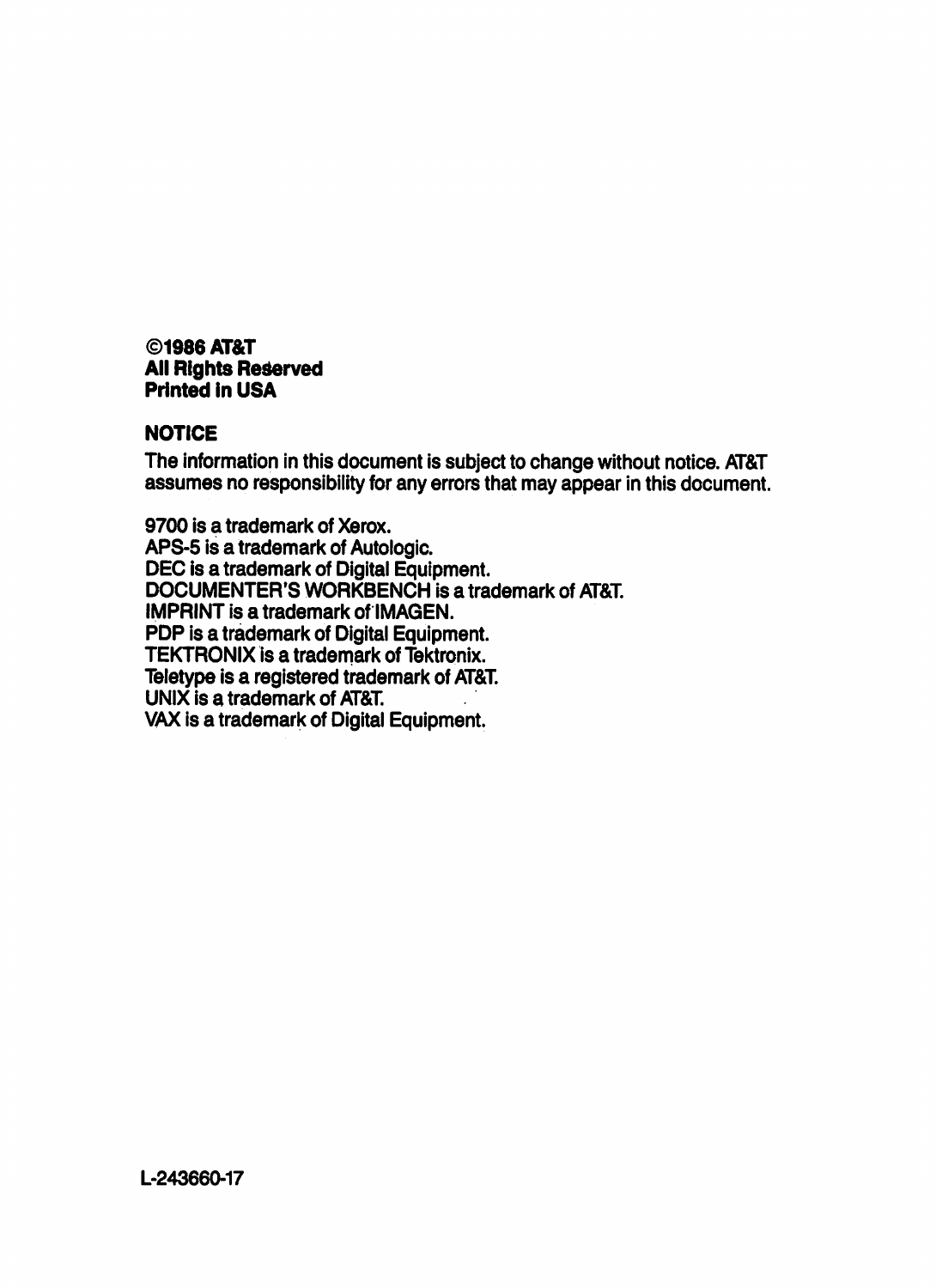**©1986 AT&T**
**All Rights Reserved**
**Printed in USA**

**NOTICE**

The information in this document is subject to change without notice. AT&T assumes no responsibility for any errors that may appear in this document.

9700 is a trademark of Xerox.
APS-5 is a trademark of Autologic.
DEC is a trademark of Digital Equipment.
DOCUMENTER'S WORKBENCH is a trademark of AT&T.
IMPRINT is a trademark of IMAGEN.
PDP is a trademark of Digital Equipment.
TEKTRONIX is a trademark of Tektronix.
Teletype is a registered trademark of AT&T.
UNIX is a trademark of AT&T.
VAX is a trademark of Digital Equipment.

L-243660-17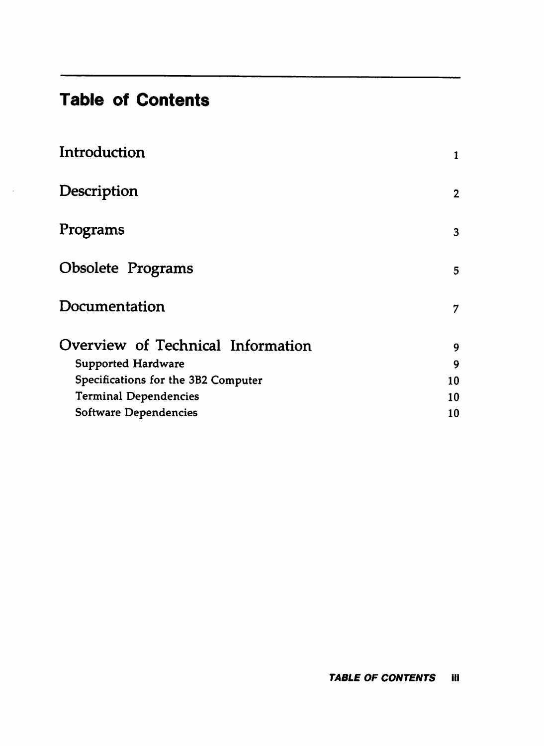# Table of Contents

| | |
|---|---|
| Introduction | 1 |
| Description | 2 |
| Programs | 3 |
| Obsolete Programs | 5 |
| Documentation | 7 |
| Overview of Technical Information | 9 |
| Supported Hardware | 9 |
| Specifications for the 3B2 Computer | 10 |
| Terminal Dependencies | 10 |
| Software Dependencies | 10 |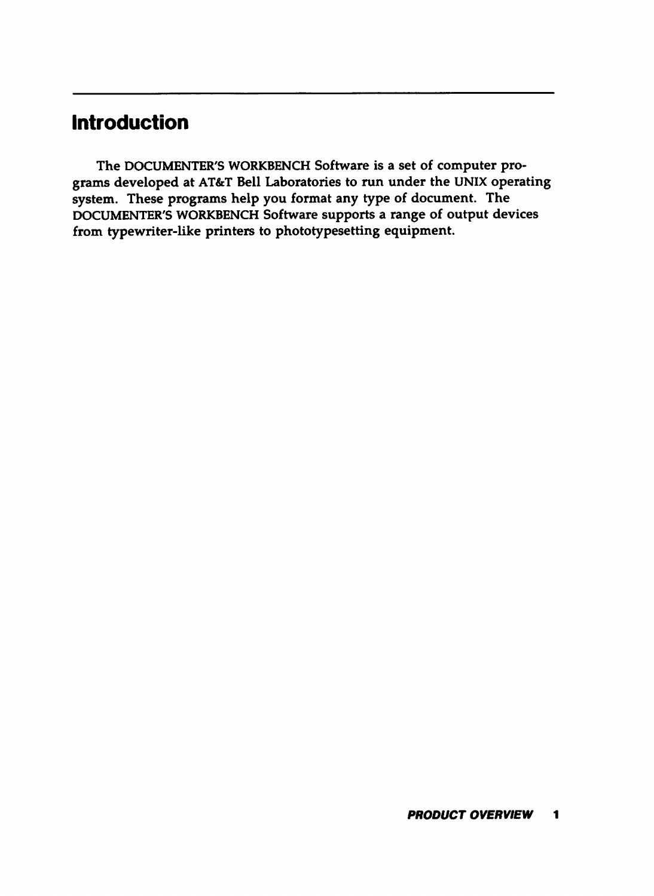# Introduction

The DOCUMENTER'S WORKBENCH Software is a set of computer programs developed at AT&T Bell Laboratories to run under the UNIX operating system. These programs help you format any type of document. The DOCUMENTER'S WORKBENCH Software supports a range of output devices from typewriter-like printers to phototypesetting equipment.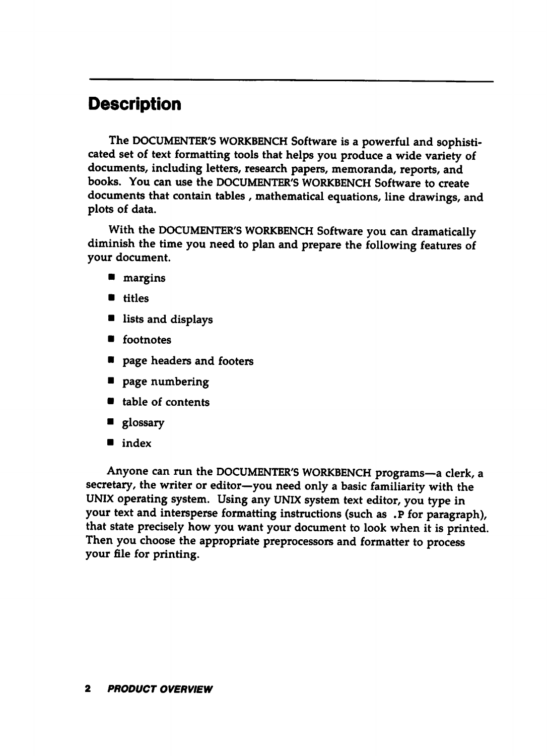# Description

The DOCUMENTER'S WORKBENCH Software is a powerful and sophisticated set of text formatting tools that helps you produce a wide variety of documents, including letters, research papers, memoranda, reports, and books. You can use the DOCUMENTER'S WORKBENCH Software to create documents that contain tables , mathematical equations, line drawings, and plots of data.

With the DOCUMENTER'S WORKBENCH Software you can dramatically diminish the time you need to plan and prepare the following features of your document.

- margins
- titles
- lists and displays
- footnotes
- page headers and footers
- page numbering
- table of contents
- glossary
- index

Anyone can run the DOCUMENTER'S WORKBENCH programs—a clerk, a secretary, the writer or editor—you need only a basic familiarity with the UNIX operating system. Using any UNIX system text editor, you type in your text and intersperse formatting instructions (such as `.P` for paragraph), that state precisely how you want your document to look when it is printed. Then you choose the appropriate preprocessors and formatter to process your file for printing.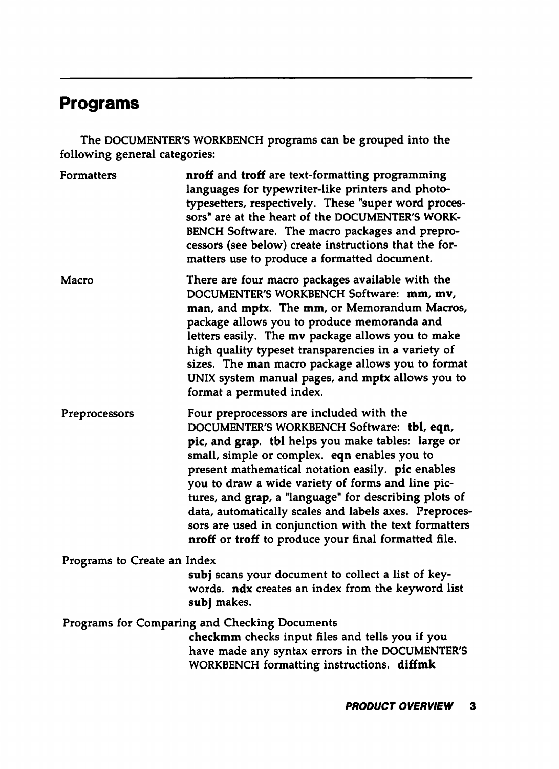## Programs

The DOCUMENTER'S WORKBENCH programs can be grouped into the following general categories:

**Formatters**

**nroff** and **troff** are text-formatting programming languages for typewriter-like printers and phototypesetters, respectively. These "super word processors" are at the heart of the DOCUMENTER'S WORKBENCH Software. The macro packages and preprocessors (see below) create instructions that the formatters use to produce a formatted document.

**Macro**

There are four macro packages available with the DOCUMENTER'S WORKBENCH Software: **mm**, **mv**, **man**, and **mptx**. The **mm**, or Memorandum Macros, package allows you to produce memoranda and letters easily. The **mv** package allows you to make high quality typeset transparencies in a variety of sizes. The **man** macro package allows you to format UNIX system manual pages, and **mptx** allows you to format a permuted index.

**Preprocessors**

Four preprocessors are included with the DOCUMENTER'S WORKBENCH Software: **tbl**, **eqn**, **pic**, and **grap**. **tbl** helps you make tables: large or small, simple or complex. **eqn** enables you to present mathematical notation easily. **pic** enables you to draw a wide variety of forms and line pictures, and **grap**, a "language" for describing plots of data, automatically scales and labels axes. Preprocessors are used in conjunction with the text formatters **nroff** or **troff** to produce your final formatted file.

**Programs to Create an Index**

**subj** scans your document to collect a list of keywords. **ndx** creates an index from the keyword list **subj** makes.

**Programs for Comparing and Checking Documents**

**checkmm** checks input files and tells you if you have made any syntax errors in the DOCUMENTER'S WORKBENCH formatting instructions. **diffmk**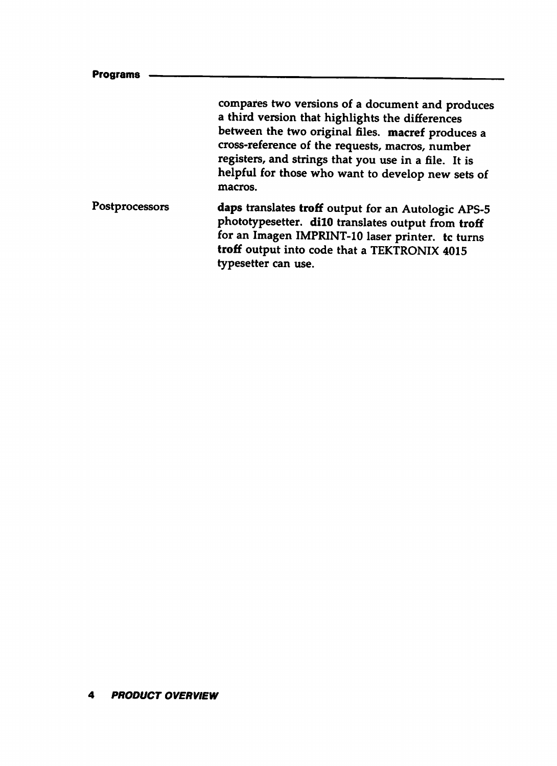compares two versions of a document and produces a third version that highlights the differences between the two original files. **macref** produces a cross-reference of the requests, macros, number registers, and strings that you use in a file. It is helpful for those who want to develop new sets of macros.

Postprocessors

**daps** translates **troff** output for an Autologic APS-5 phototypesetter. **di10** translates output from **troff** for an Imagen IMPRINT-10 laser printer. **tc** turns **troff** output into code that a TEKTRONIX 4015 typesetter can use.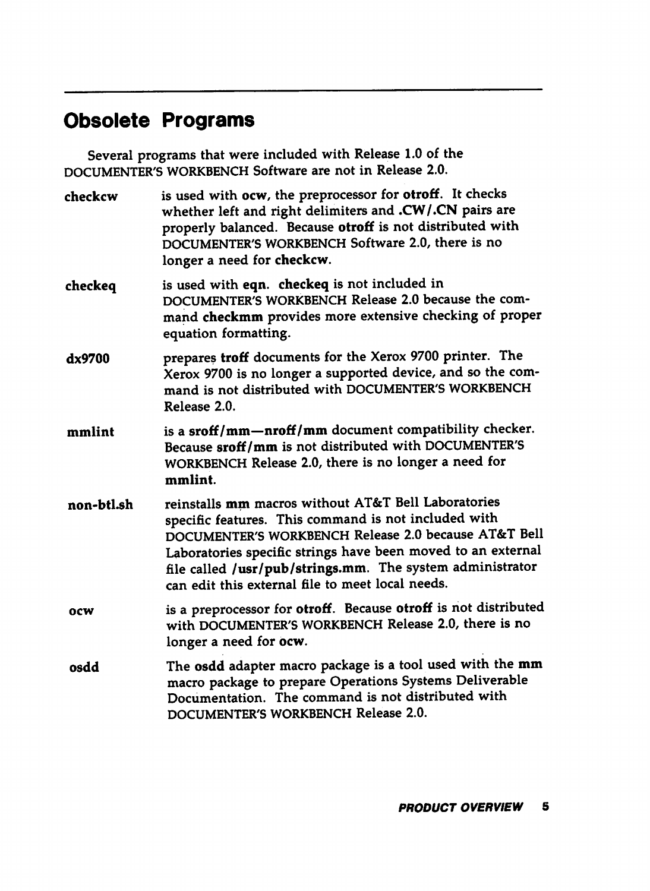## Obsolete Programs

Several programs that were included with Release 1.0 of the DOCUMENTER'S WORKBENCH Software are not in Release 2.0.

**checkcw** is used with **ocw**, the preprocessor for **otroff**. It checks whether left and right delimiters and **.CW/.CN** pairs are properly balanced. Because **otroff** is not distributed with DOCUMENTER'S WORKBENCH Software 2.0, there is no longer a need for **checkcw**.

**checkeq** is used with **eqn**. **checkeq** is not included in DOCUMENTER'S WORKBENCH Release 2.0 because the command **checkmm** provides more extensive checking of proper equation formatting.

**dx9700** prepares **troff** documents for the Xerox 9700 printer. The Xerox 9700 is no longer a supported device, and so the command is not distributed with DOCUMENTER'S WORKBENCH Release 2.0.

**mmlint** is a **sroff/mm—nroff/mm** document compatibility checker. Because **sroff/mm** is not distributed with DOCUMENTER'S WORKBENCH Release 2.0, there is no longer a need for **mmlint**.

**non-btl.sh** reinstalls **mm** macros without AT&T Bell Laboratories specific features. This command is not included with DOCUMENTER'S WORKBENCH Release 2.0 because AT&T Bell Laboratories specific strings have been moved to an external file called **/usr/pub/strings.mm**. The system administrator can edit this external file to meet local needs.

**ocw** is a preprocessor for **otroff**. Because **otroff** is not distributed with DOCUMENTER'S WORKBENCH Release 2.0, there is no longer a need for **ocw**.

**osdd** The **osdd** adapter macro package is a tool used with the **mm** macro package to prepare Operations Systems Deliverable Documentation. The command is not distributed with DOCUMENTER'S WORKBENCH Release 2.0.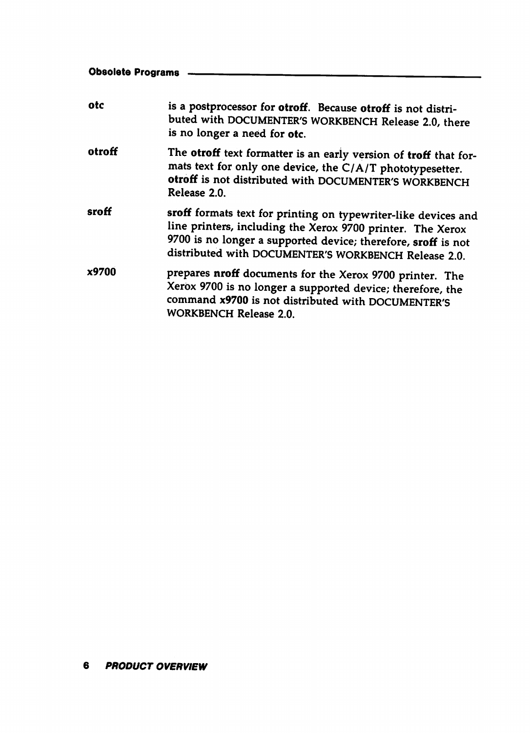**otc** is a postprocessor for **otroff**. Because **otroff** is not distributed with DOCUMENTER'S WORKBENCH Release 2.0, there is no longer a need for **otc**.

**otroff** The **otroff** text formatter is an early version of **troff** that formats text for only one device, the C/A/T phototypesetter. **otroff** is not distributed with DOCUMENTER'S WORKBENCH Release 2.0.

**sroff** **sroff** formats text for printing on typewriter-like devices and line printers, including the Xerox 9700 printer. The Xerox 9700 is no longer a supported device; therefore, **sroff** is not distributed with DOCUMENTER'S WORKBENCH Release 2.0.

**x9700** prepares **nroff** documents for the Xerox 9700 printer. The Xerox 9700 is no longer a supported device; therefore, the command **x9700** is not distributed with DOCUMENTER'S WORKBENCH Release 2.0.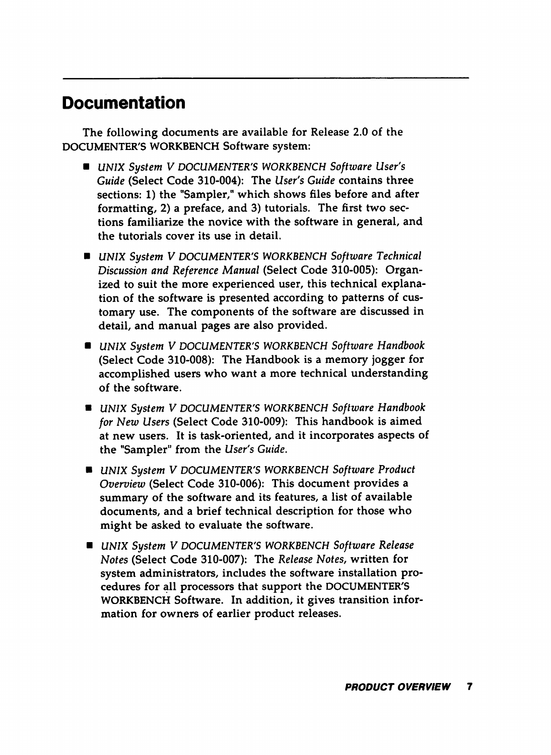## Documentation

The following documents are available for Release 2.0 of the DOCUMENTER'S WORKBENCH Software system:

- *UNIX System V DOCUMENTER'S WORKBENCH Software User's Guide* (Select Code 310-004): The *User's Guide* contains three sections: 1) the "Sampler," which shows files before and after formatting, 2) a preface, and 3) tutorials. The first two sections familiarize the novice with the software in general, and the tutorials cover its use in detail.

- *UNIX System V DOCUMENTER'S WORKBENCH Software Technical Discussion and Reference Manual* (Select Code 310-005): Organized to suit the more experienced user, this technical explanation of the software is presented according to patterns of customary use. The components of the software are discussed in detail, and manual pages are also provided.

- *UNIX System V DOCUMENTER'S WORKBENCH Software Handbook* (Select Code 310-008): The Handbook is a memory jogger for accomplished users who want a more technical understanding of the software.

- *UNIX System V DOCUMENTER'S WORKBENCH Software Handbook for New Users* (Select Code 310-009): This handbook is aimed at new users. It is task-oriented, and it incorporates aspects of the "Sampler" from the *User's Guide*.

- *UNIX System V DOCUMENTER'S WORKBENCH Software Product Overview* (Select Code 310-006): This document provides a summary of the software and its features, a list of available documents, and a brief technical description for those who might be asked to evaluate the software.

- *UNIX System V DOCUMENTER'S WORKBENCH Software Release Notes* (Select Code 310-007): The *Release Notes*, written for system administrators, includes the software installation procedures for all processors that support the DOCUMENTER'S WORKBENCH Software. In addition, it gives transition information for owners of earlier product releases.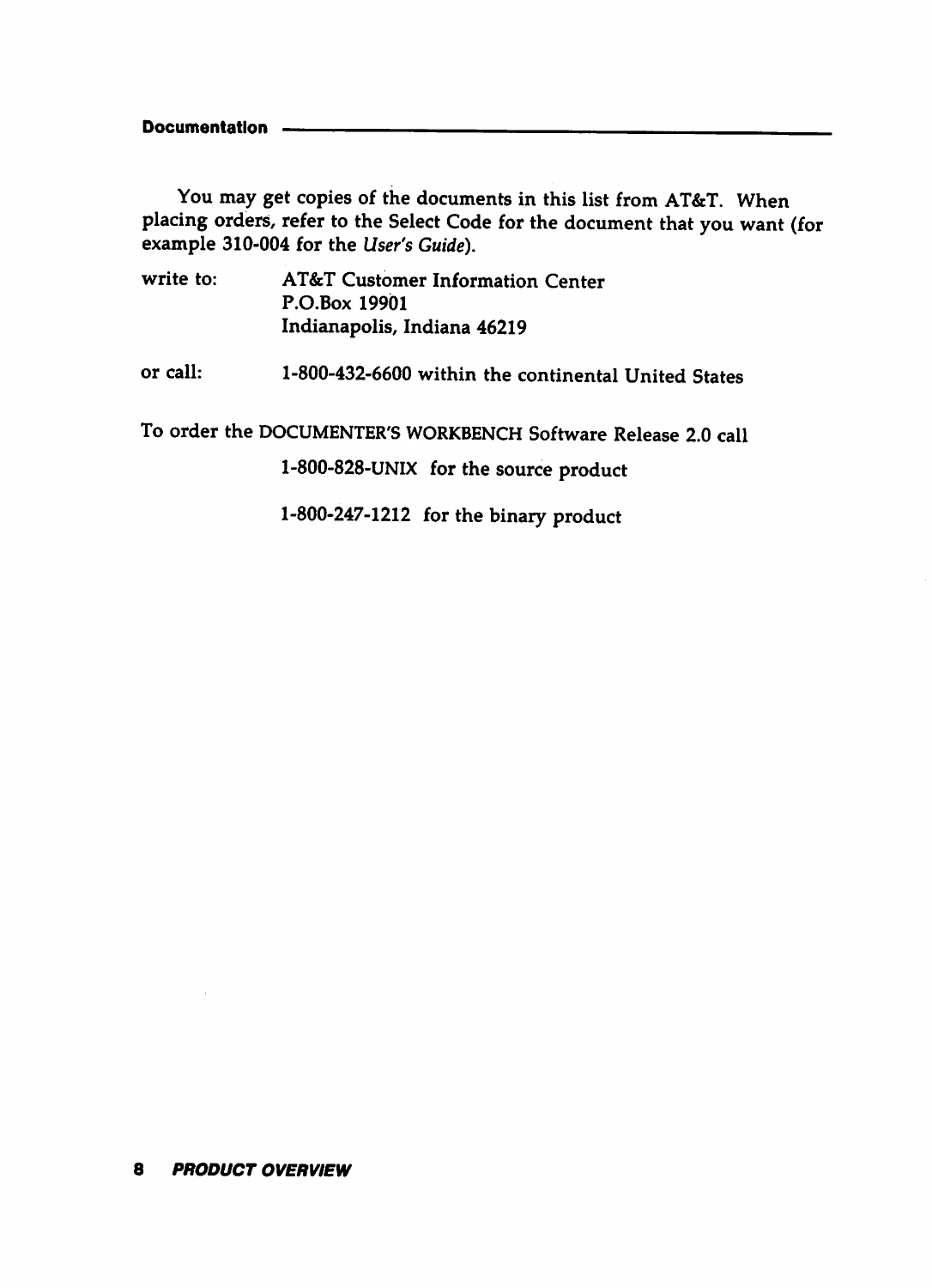You may get copies of the documents in this list from AT&T. When placing orders, refer to the Select Code for the document that you want (for example 310-004 for the *User's Guide*).

write to: AT&T Customer Information Center
P.O.Box 19901
Indianapolis, Indiana 46219

or call: 1-800-432-6600 within the continental United States

To order the DOCUMENTER'S WORKBENCH Software Release 2.0 call

1-800-828-UNIX for the source product

1-800-247-1212 for the binary product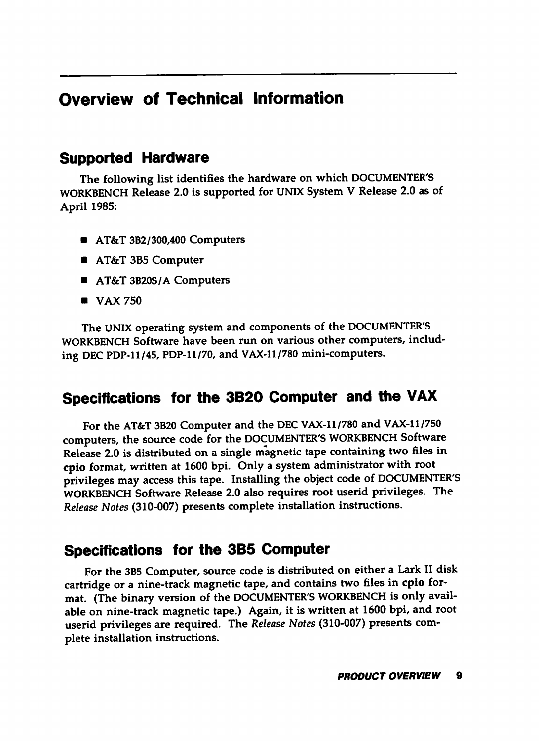# Overview of Technical Information

## Supported Hardware

The following list identifies the hardware on which DOCUMENTER'S WORKBENCH Release 2.0 is supported for UNIX System V Release 2.0 as of April 1985:

- AT&T 3B2/300,400 Computers
- AT&T 3B5 Computer
- AT&T 3B20S/A Computers
- VAX 750

The UNIX operating system and components of the DOCUMENTER'S WORKBENCH Software have been run on various other computers, including DEC PDP-11/45, PDP-11/70, and VAX-11/780 mini-computers.

## Specifications for the 3B20 Computer and the VAX

For the AT&T 3B20 Computer and the DEC VAX-11/780 and VAX-11/750 computers, the source code for the DOCUMENTER'S WORKBENCH Software Release 2.0 is distributed on a single magnetic tape containing two files in **cpio** format, written at 1600 bpi. Only a system administrator with root privileges may access this tape. Installing the object code of DOCUMENTER'S WORKBENCH Software Release 2.0 also requires root userid privileges. The *Release Notes* (310-007) presents complete installation instructions.

## Specifications for the 3B5 Computer

For the 3B5 Computer, source code is distributed on either a Lark II disk cartridge or a nine-track magnetic tape, and contains two files in **cpio** format. (The binary version of the DOCUMENTER'S WORKBENCH is only available on nine-track magnetic tape.) Again, it is written at 1600 bpi, and root userid privileges are required. The *Release Notes* (310-007) presents complete installation instructions.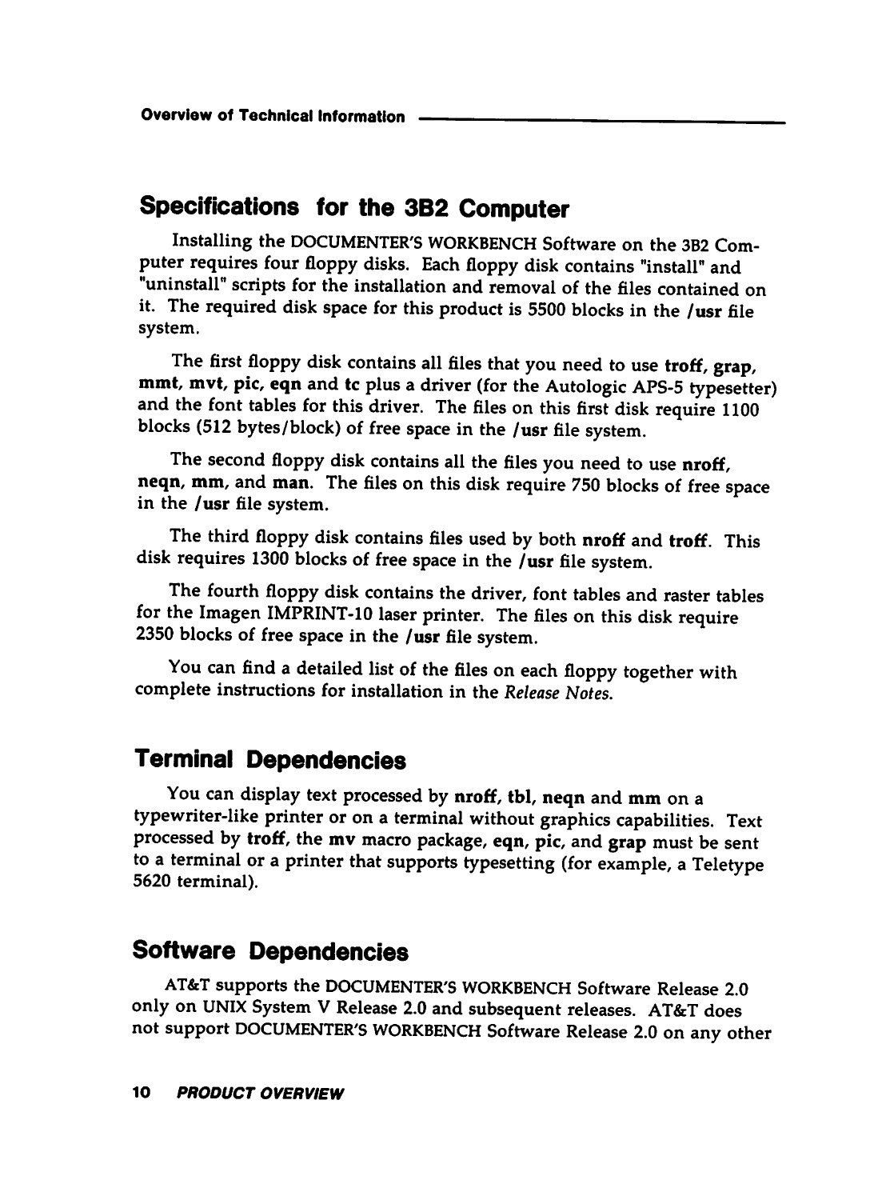## Specifications for the 3B2 Computer

Installing the DOCUMENTER'S WORKBENCH Software on the 3B2 Computer requires four floppy disks. Each floppy disk contains "install" and "uninstall" scripts for the installation and removal of the files contained on it. The required disk space for this product is 5500 blocks in the **/usr** file system.

The first floppy disk contains all files that you need to use **troff**, **grap**, **mmt**, **mvt**, **pic**, **eqn** and **tc** plus a driver (for the Autologic APS-5 typesetter) and the font tables for this driver. The files on this first disk require 1100 blocks (512 bytes/block) of free space in the **/usr** file system.

The second floppy disk contains all the files you need to use **nroff**, **neqn**, **mm**, and **man**. The files on this disk require 750 blocks of free space in the **/usr** file system.

The third floppy disk contains files used by both **nroff** and **troff**. This disk requires 1300 blocks of free space in the **/usr** file system.

The fourth floppy disk contains the driver, font tables and raster tables for the Imagen IMPRINT-10 laser printer. The files on this disk require 2350 blocks of free space in the **/usr** file system.

You can find a detailed list of the files on each floppy together with complete instructions for installation in the *Release Notes*.

## Terminal Dependencies

You can display text processed by **nroff**, **tbl**, **neqn** and **mm** on a typewriter-like printer or on a terminal without graphics capabilities. Text processed by **troff**, the **mv** macro package, **eqn**, **pic**, and **grap** must be sent to a terminal or a printer that supports typesetting (for example, a Teletype 5620 terminal).

## Software Dependencies

AT&T supports the DOCUMENTER'S WORKBENCH Software Release 2.0 only on UNIX System V Release 2.0 and subsequent releases. AT&T does not support DOCUMENTER'S WORKBENCH Software Release 2.0 on any other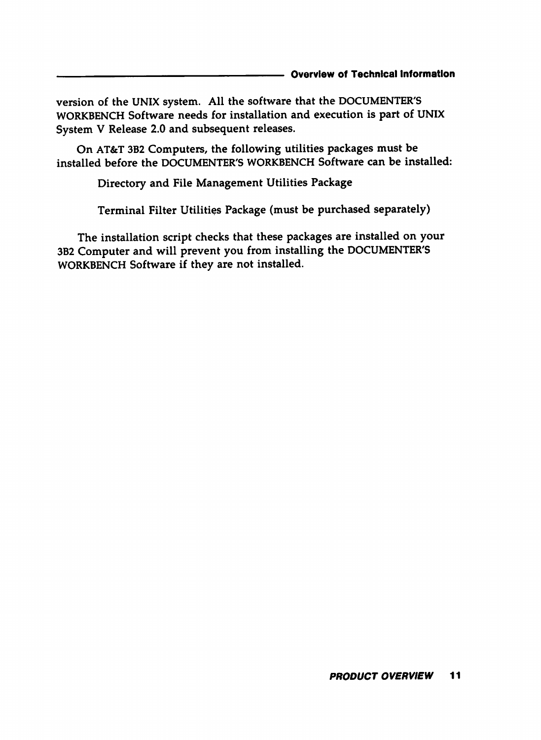version of the UNIX system. All the software that the DOCUMENTER'S WORKBENCH Software needs for installation and execution is part of UNIX System V Release 2.0 and subsequent releases.

On AT&T 3B2 Computers, the following utilities packages must be installed before the DOCUMENTER'S WORKBENCH Software can be installed:

Directory and File Management Utilities Package

Terminal Filter Utilities Package (must be purchased separately)

The installation script checks that these packages are installed on your 3B2 Computer and will prevent you from installing the DOCUMENTER'S WORKBENCH Software if they are not installed.